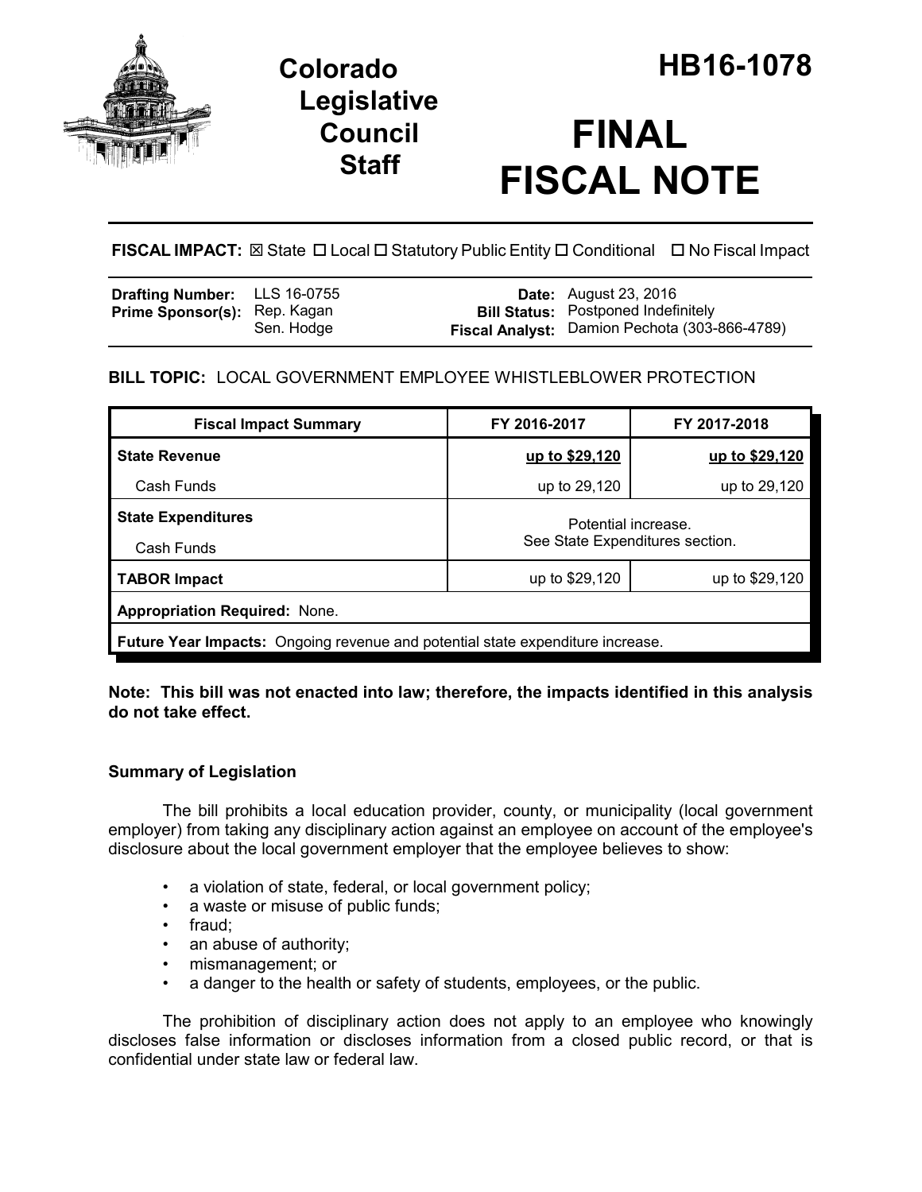# Colorado Legislative Council Staff

# HB16-1078

# FINAL FISCAL NOTE

**FISCAL IMPACT:** ☒ State ☐ Local ☐ Statutory Public Entity ☐ Conditional ☐ No Fiscal Impact

| | | | |
|---|---|---|---|
| **Drafting Number:** | LLS 16-0755 | **Date:** | August 23, 2016 |
| **Prime Sponsor(s):** | Rep. Kagan<br>Sen. Hodge | **Bill Status:** | Postponed Indefinitely |
| | | **Fiscal Analyst:** | Damion Pechota (303-866-4789) |

**BILL TOPIC:** LOCAL GOVERNMENT EMPLOYEE WHISTLEBLOWER PROTECTION

| Fiscal Impact Summary | FY 2016-2017 | FY 2017-2018 |
|---|---|---|
| **State Revenue** | **up to $29,120** | **up to $29,120** |
| Cash Funds | up to 29,120 | up to 29,120 |
| **State Expenditures** | Potential increase.<br>See State Expenditures section. | |
| Cash Funds | | |
| **TABOR Impact** | up to $29,120 | up to $29,120 |
| **Appropriation Required:** None. | | |
| **Future Year Impacts:** Ongoing revenue and potential state expenditure increase. | | |

**Note: This bill was not enacted into law; therefore, the impacts identified in this analysis do not take effect.**

### Summary of Legislation

The bill prohibits a local education provider, county, or municipality (local government employer) from taking any disciplinary action against an employee on account of the employee's disclosure about the local government employer that the employee believes to show:

- a violation of state, federal, or local government policy;
- a waste or misuse of public funds;
- fraud;
- an abuse of authority;
- mismanagement; or
- a danger to the health or safety of students, employees, or the public.

The prohibition of disciplinary action does not apply to an employee who knowingly discloses false information or discloses information from a closed public record, or that is confidential under state law or federal law.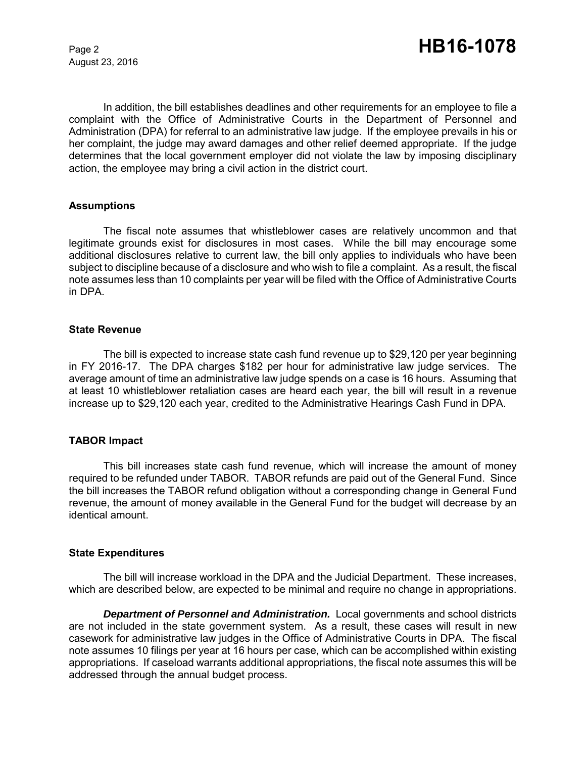In addition, the bill establishes deadlines and other requirements for an employee to file a complaint with the Office of Administrative Courts in the Department of Personnel and Administration (DPA) for referral to an administrative law judge. If the employee prevails in his or her complaint, the judge may award damages and other relief deemed appropriate. If the judge determines that the local government employer did not violate the law by imposing disciplinary action, the employee may bring a civil action in the district court.

### Assumptions

The fiscal note assumes that whistleblower cases are relatively uncommon and that legitimate grounds exist for disclosures in most cases. While the bill may encourage some additional disclosures relative to current law, the bill only applies to individuals who have been subject to discipline because of a disclosure and who wish to file a complaint. As a result, the fiscal note assumes less than 10 complaints per year will be filed with the Office of Administrative Courts in DPA.

### State Revenue

The bill is expected to increase state cash fund revenue up to $29,120 per year beginning in FY 2016-17. The DPA charges $182 per hour for administrative law judge services. The average amount of time an administrative law judge spends on a case is 16 hours. Assuming that at least 10 whistleblower retaliation cases are heard each year, the bill will result in a revenue increase up to $29,120 each year, credited to the Administrative Hearings Cash Fund in DPA.

### TABOR Impact

This bill increases state cash fund revenue, which will increase the amount of money required to be refunded under TABOR. TABOR refunds are paid out of the General Fund. Since the bill increases the TABOR refund obligation without a corresponding change in General Fund revenue, the amount of money available in the General Fund for the budget will decrease by an identical amount.

### State Expenditures

The bill will increase workload in the DPA and the Judicial Department. These increases, which are described below, are expected to be minimal and require no change in appropriations.

***Department of Personnel and Administration.*** Local governments and school districts are not included in the state government system. As a result, these cases will result in new casework for administrative law judges in the Office of Administrative Courts in DPA. The fiscal note assumes 10 filings per year at 16 hours per case, which can be accomplished within existing appropriations. If caseload warrants additional appropriations, the fiscal note assumes this will be addressed through the annual budget process.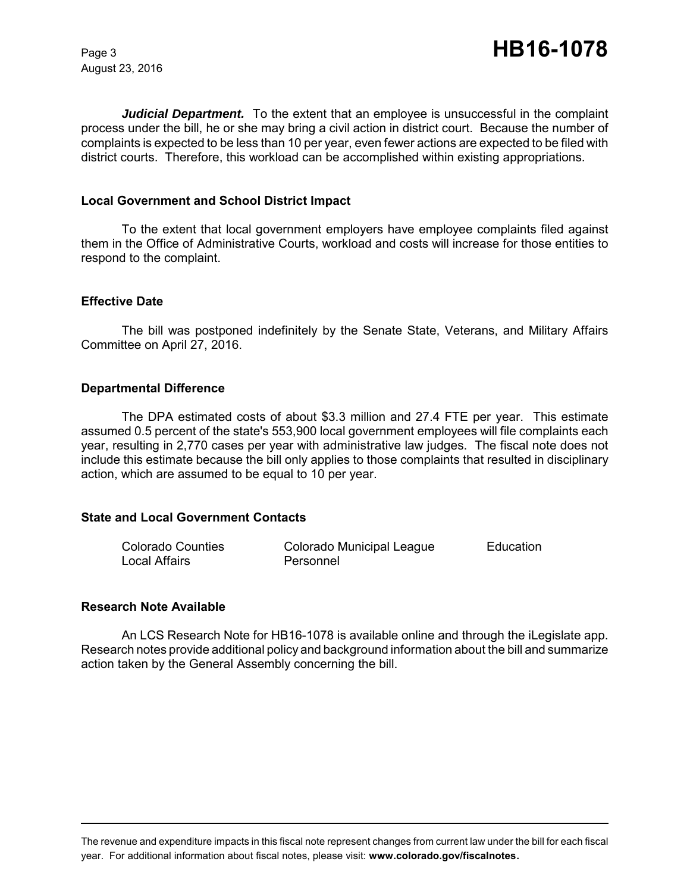***Judicial Department.*** To the extent that an employee is unsuccessful in the complaint process under the bill, he or she may bring a civil action in district court. Because the number of complaints is expected to be less than 10 per year, even fewer actions are expected to be filed with district courts. Therefore, this workload can be accomplished within existing appropriations.

**Local Government and School District Impact**

To the extent that local government employers have employee complaints filed against them in the Office of Administrative Courts, workload and costs will increase for those entities to respond to the complaint.

**Effective Date**

The bill was postponed indefinitely by the Senate State, Veterans, and Military Affairs Committee on April 27, 2016.

**Departmental Difference**

The DPA estimated costs of about $3.3 million and 27.4 FTE per year. This estimate assumed 0.5 percent of the state's 553,900 local government employees will file complaints each year, resulting in 2,770 cases per year with administrative law judges. The fiscal note does not include this estimate because the bill only applies to those complaints that resulted in disciplinary action, which are assumed to be equal to 10 per year.

**State and Local Government Contacts**

| | | |
|---|---|---|
| Colorado Counties | Colorado Municipal League | Education |
| Local Affairs | Personnel | |

**Research Note Available**

An LCS Research Note for HB16-1078 is available online and through the iLegislate app. Research notes provide additional policy and background information about the bill and summarize action taken by the General Assembly concerning the bill.

The revenue and expenditure impacts in this fiscal note represent changes from current law under the bill for each fiscal year. For additional information about fiscal notes, please visit: **www.colorado.gov/fiscalnotes.**